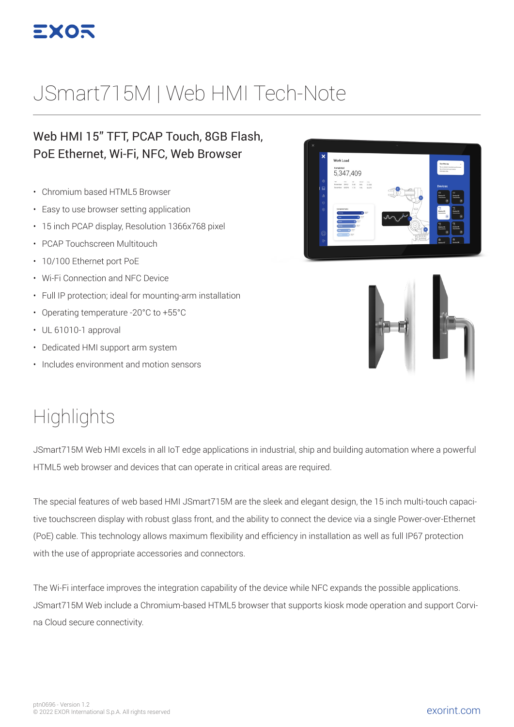# JSmart715M | Web HMI Tech-Note

## Web HMI 15" TFT, PCAP Touch, 8GB Flash, PoE Ethernet, Wi-Fi, NFC, Web Browser

- Chromium based HTML5 Browser
- Easy to use browser setting application
- 15 inch PCAP display, Resolution 1366x768 pixel
- PCAP Touchscreen Multitouch
- 10/100 Ethernet port PoE
- Wi-Fi Connection and NFC Device
- Full IP protection; ideal for mounting-arm installation
- Operating temperature -20°C to +55°C
- UL 61010-1 approval
- Dedicated HMI support arm system
- Includes environment and motion sensors

# Highlights

JSmart715M Web HMI excels in all IoT edge applications in industrial, ship and building automation where a powerful HTML5 web browser and devices that can operate in critical areas are required.

The special features of web based HMI JSmart715M are the sleek and elegant design, the 15 inch multi-touch capacitive touchscreen display with robust glass front, and the ability to connect the device via a single Power-over-Ethernet (PoE) cable. This technology allows maximum flexibility and efficiency in installation as well as full IP67 protection with the use of appropriate accessories and connectors.

The Wi-Fi interface improves the integration capability of the device while NFC expands the possible applications. JSmart715M Web include a Chromium-based HTML5 browser that supports kiosk mode operation and support Corvina Cloud secure connectivity.

ptn0696 - Version 1.2
© 2022 EXOR International S.p.A. All rights reserved

exorint.com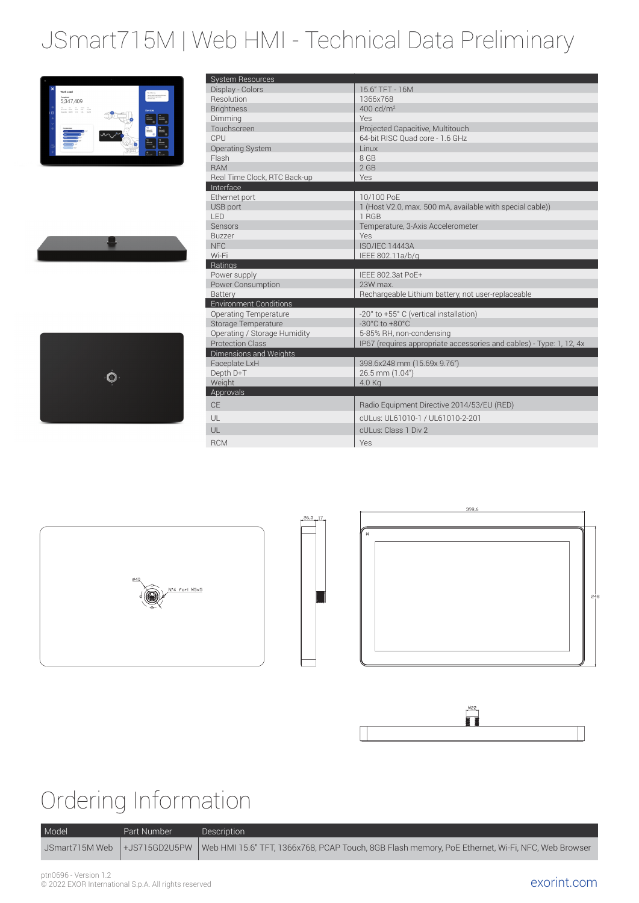# JSmart715M | Web HMI - Technical Data Preliminary

| | |
|---|---|
| **System Resources** | |
| Display - Colors | 15.6" TFT - 16M |
| Resolution | 1366x768 |
| Brightness | 400 cd/m² |
| Dimming | Yes |
| Touchscreen | Projected Capacitive, Multitouch |
| CPU | 64-bit RISC Quad core - 1.6 GHz |
| Operating System | Linux |
| Flash | 8 GB |
| RAM | 2 GB |
| Real Time Clock, RTC Back-up | Yes |
| **Interface** | |
| Ethernet port | 10/100 PoE |
| USB port | 1 (Host V2.0, max. 500 mA, available with special cable)) |
| LED | 1 RGB |
| Sensors | Temperature, 3-Axis Accelerometer |
| Buzzer | Yes |
| NFC | ISO/IEC 14443A |
| Wi-Fi | IEEE 802.11a/b/g |
| **Ratings** | |
| Power supply | IEEE 802.3at PoE+ |
| Power Consumption | 23W max. |
| Battery | Rechargeable Lithium battery, not user-replaceable |
| **Environment Conditions** | |
| Operating Temperature | -20° to +55° C (vertical installation) |
| Storage Temperature | -30°C to +80°C |
| Operating / Storage Humidity | 5-85% RH, non-condensing |
| Protection Class | IP67 (requires appropriate accessories and cables) - Type: 1, 12, 4x |
| **Dimensions and Weights** | |
| Faceplate LxH | 398.6x248 mm (15.69x 9.76") |
| Depth D+T | 26.5 mm (1.04") |
| Weight | 4.0 Kg |
| **Approvals** | |
| CE | Radio Equipment Directive 2014/53/EU (RED) |
| UL | cULus: UL61010-1 / UL61010-2-201 |
| UL | cULus: Class 1 Div 2 |
| RCM | Yes |

ø40

N°4 Fori M5x5

26,5

17

398,6

248

M22

# Ordering Information

| Model | Part Number | Description |
|---|---|---|
| JSmart715M Web | +JS715GD2U5PW | Web HMI 15.6" TFT, 1366x768, PCAP Touch, 8GB Flash memory, PoE Ethernet, Wi-Fi, NFC, Web Browser |

ptn0696 - Version 1.2
© 2022 EXOR International S.p.A. All rights reserved

exorint.com